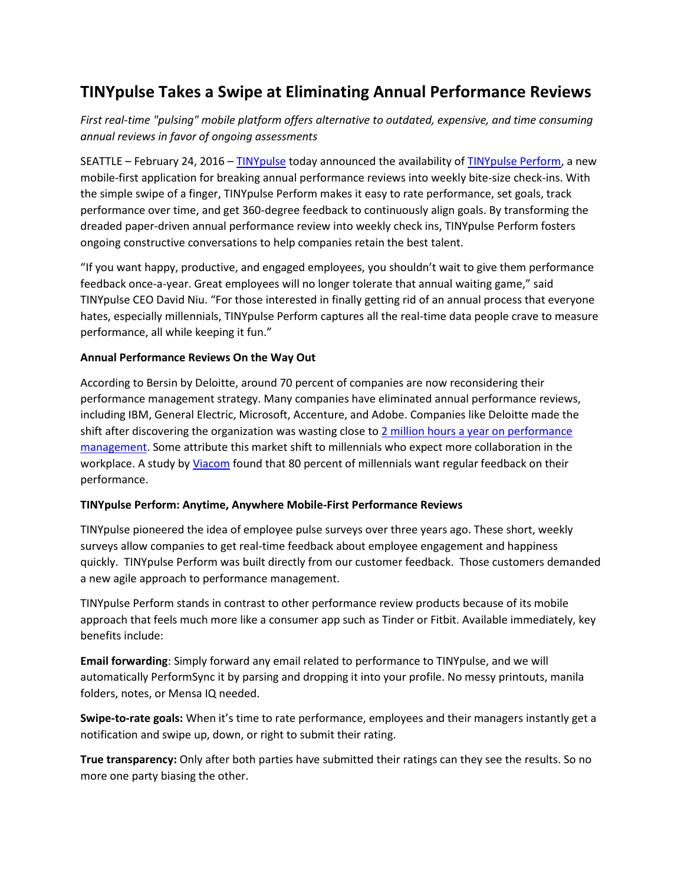# TINYpulse Takes a Swipe at Eliminating Annual Performance Reviews

*First real-time "pulsing" mobile platform offers alternative to outdated, expensive, and time consuming annual reviews in favor of ongoing assessments*

SEATTLE – February 24, 2016 – TINYpulse today announced the availability of TINYpulse Perform, a new mobile-first application for breaking annual performance reviews into weekly bite-size check-ins. With the simple swipe of a finger, TINYpulse Perform makes it easy to rate performance, set goals, track performance over time, and get 360-degree feedback to continuously align goals. By transforming the dreaded paper-driven annual performance review into weekly check ins, TINYpulse Perform fosters ongoing constructive conversations to help companies retain the best talent.

"If you want happy, productive, and engaged employees, you shouldn't wait to give them performance feedback once-a-year. Great employees will no longer tolerate that annual waiting game," said TINYpulse CEO David Niu. "For those interested in finally getting rid of an annual process that everyone hates, especially millennials, TINYpulse Perform captures all the real-time data people crave to measure performance, all while keeping it fun."

**Annual Performance Reviews On the Way Out**

According to Bersin by Deloitte, around 70 percent of companies are now reconsidering their performance management strategy. Many companies have eliminated annual performance reviews, including IBM, General Electric, Microsoft, Accenture, and Adobe. Companies like Deloitte made the shift after discovering the organization was wasting close to 2 million hours a year on performance management. Some attribute this market shift to millennials who expect more collaboration in the workplace. A study by Viacom found that 80 percent of millennials want regular feedback on their performance.

**TINYpulse Perform: Anytime, Anywhere Mobile-First Performance Reviews**

TINYpulse pioneered the idea of employee pulse surveys over three years ago. These short, weekly surveys allow companies to get real-time feedback about employee engagement and happiness quickly. TINYpulse Perform was built directly from our customer feedback. Those customers demanded a new agile approach to performance management.

TINYpulse Perform stands in contrast to other performance review products because of its mobile approach that feels much more like a consumer app such as Tinder or Fitbit. Available immediately, key benefits include:

**Email forwarding**: Simply forward any email related to performance to TINYpulse, and we will automatically PerformSync it by parsing and dropping it into your profile. No messy printouts, manila folders, notes, or Mensa IQ needed.

**Swipe-to-rate goals:** When it's time to rate performance, employees and their managers instantly get a notification and swipe up, down, or right to submit their rating.

**True transparency:** Only after both parties have submitted their ratings can they see the results. So no more one party biasing the other.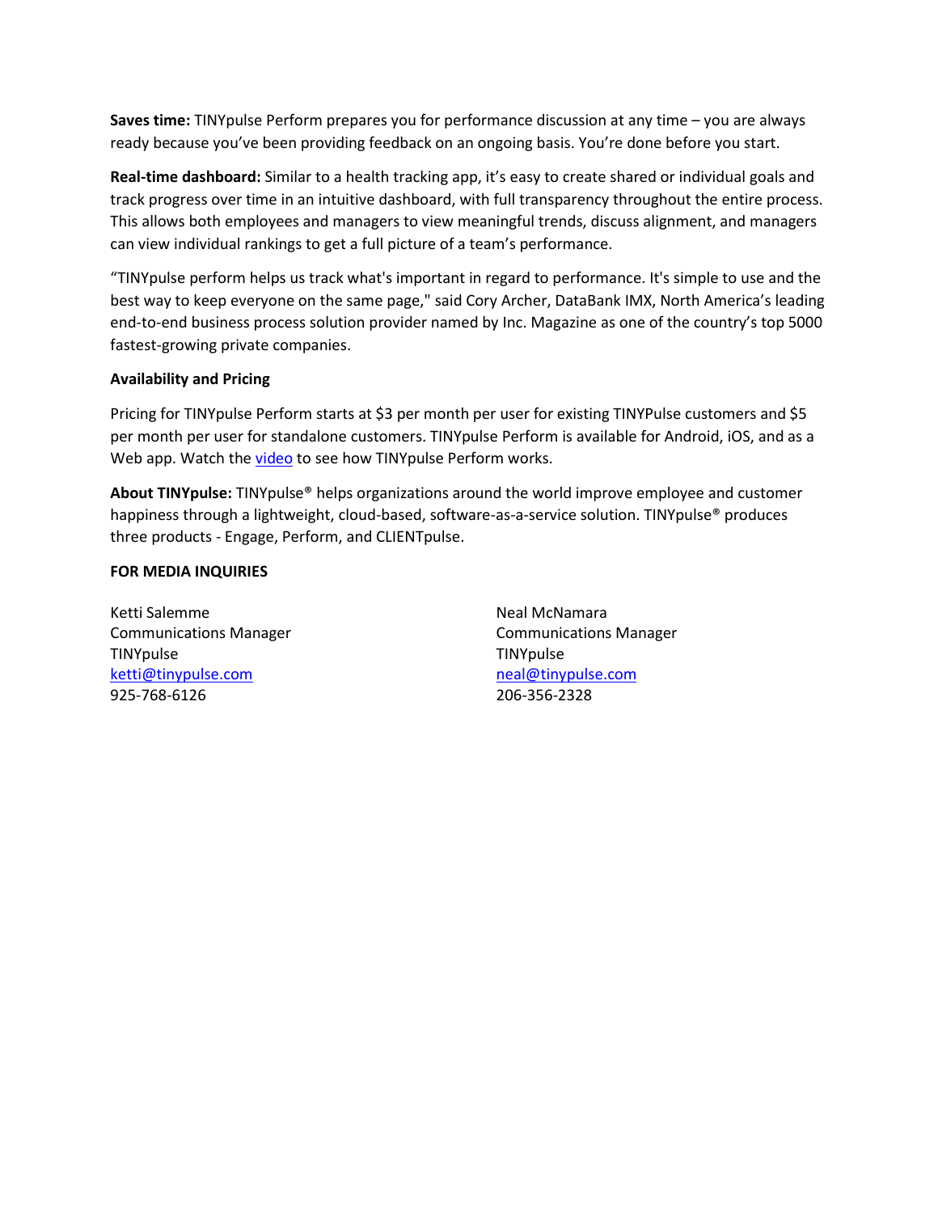**Saves time:** TINYpulse Perform prepares you for performance discussion at any time – you are always ready because you've been providing feedback on an ongoing basis. You're done before you start.

**Real-time dashboard:** Similar to a health tracking app, it's easy to create shared or individual goals and track progress over time in an intuitive dashboard, with full transparency throughout the entire process. This allows both employees and managers to view meaningful trends, discuss alignment, and managers can view individual rankings to get a full picture of a team's performance.

"TINYpulse perform helps us track what's important in regard to performance. It's simple to use and the best way to keep everyone on the same page," said Cory Archer, DataBank IMX, North America's leading end-to-end business process solution provider named by Inc. Magazine as one of the country's top 5000 fastest-growing private companies.

**Availability and Pricing**

Pricing for TINYpulse Perform starts at $3 per month per user for existing TINYPulse customers and $5 per month per user for standalone customers. TINYpulse Perform is available for Android, iOS, and as a Web app. Watch the video to see how TINYpulse Perform works.

**About TINYpulse:** TINYpulse® helps organizations around the world improve employee and customer happiness through a lightweight, cloud-based, software-as-a-service solution. TINYpulse® produces three products - Engage, Perform, and CLIENTpulse.

**FOR MEDIA INQUIRIES**

Ketti Salemme
Communications Manager
TINYpulse
ketti@tinypulse.com
925-768-6126

Neal McNamara
Communications Manager
TINYpulse
neal@tinypulse.com
206-356-2328